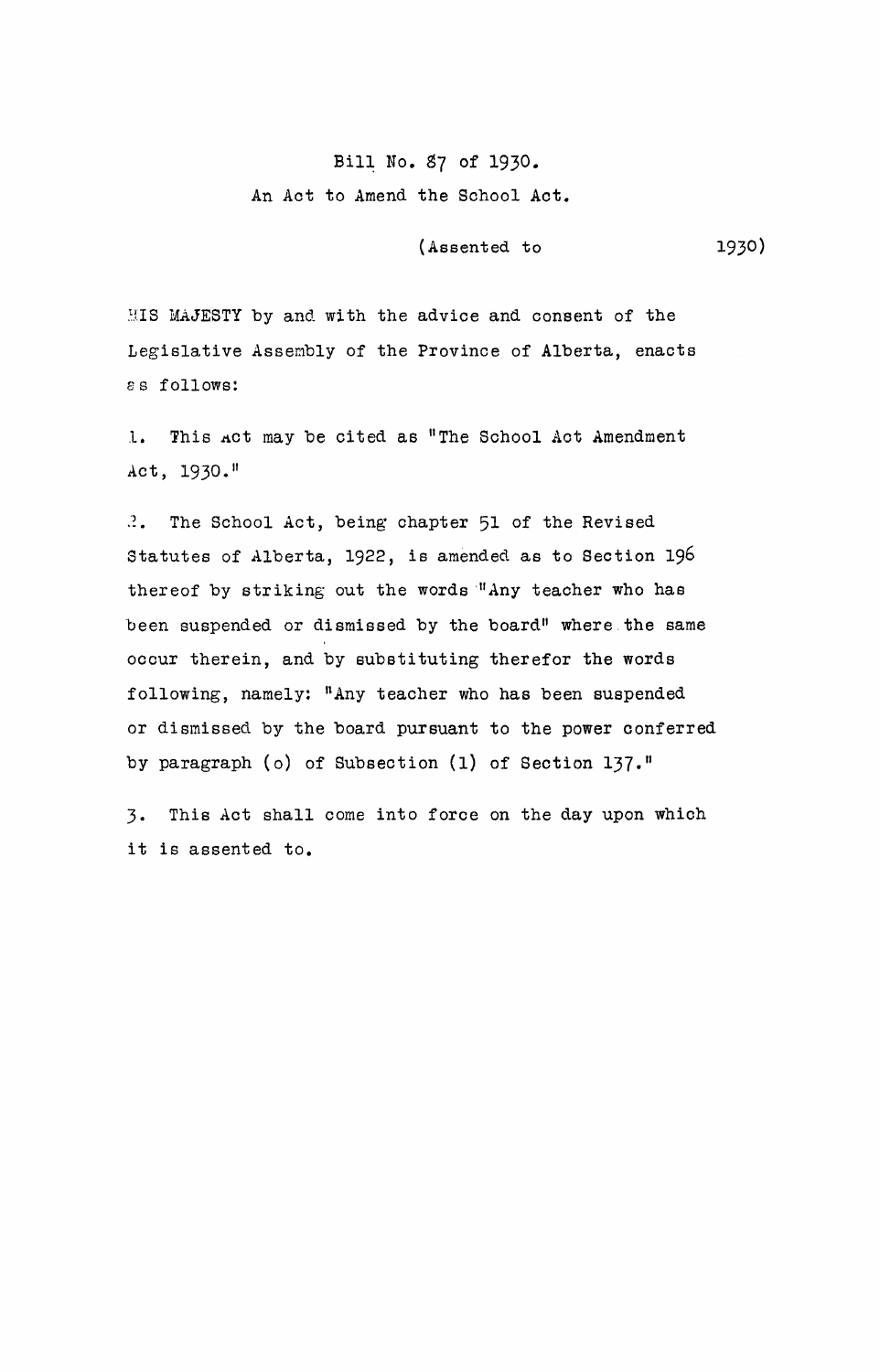# Bill No. 87 of 1930.

## An Act to Amend the School Act.

(Assented to 1930)

HIS MAJESTY by and with the advice and consent of the Legislative Assembly of the Province of Alberta, enacts as follows:

1. This Act may be cited as "The School Act Amendment Act, 1930."

2. The School Act, being chapter 51 of the Revised Statutes of Alberta, 1922, is amended as to Section 196 thereof by striking out the words "Any teacher who has been suspended or dismissed by the board" where the same occur therein, and by substituting therefor the words following, namely: "Any teacher who has been suspended or dismissed by the board pursuant to the power conferred by paragraph (o) of Subsection (1) of Section 137."

3. This Act shall come into force on the day upon which it is assented to.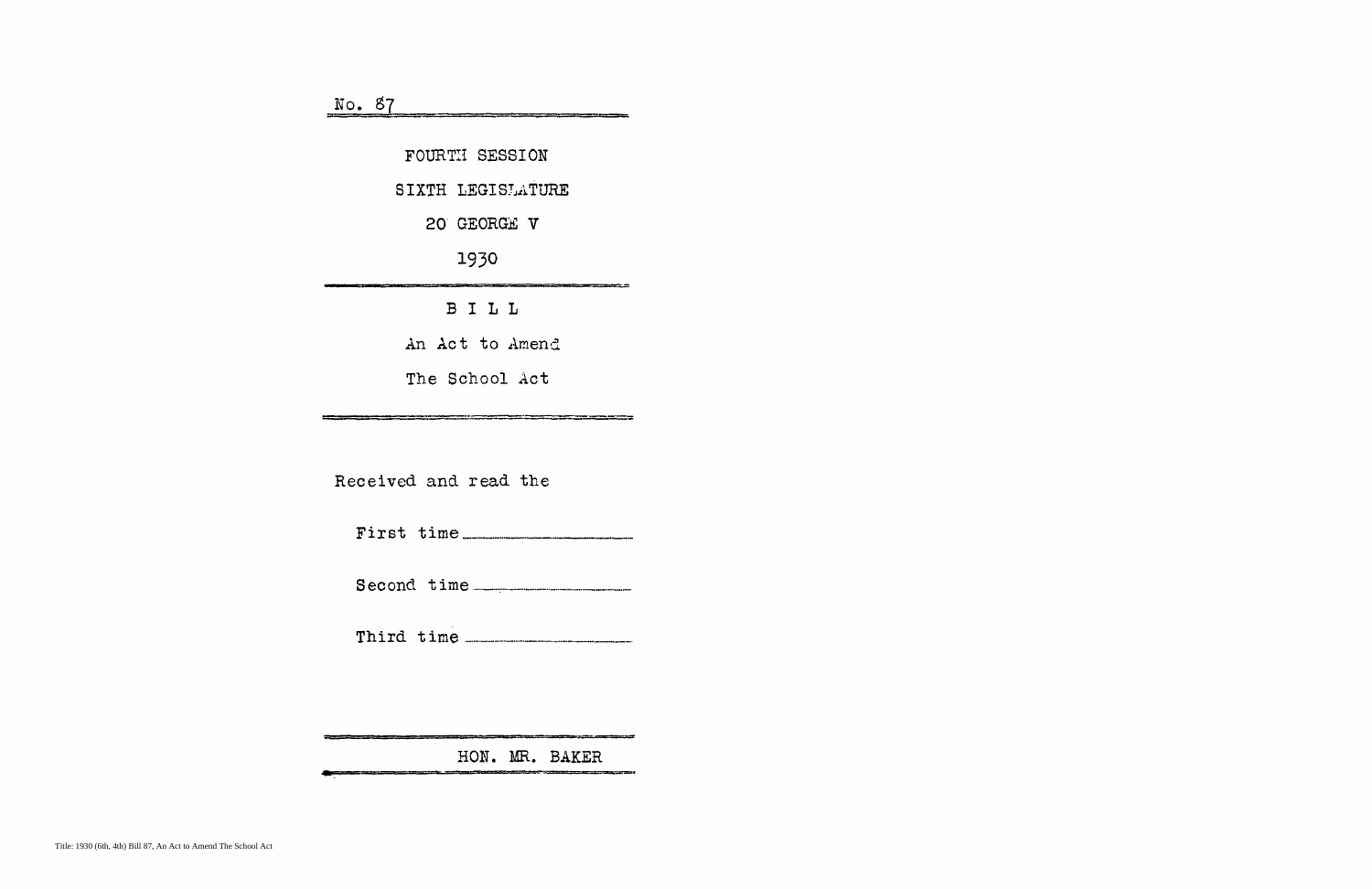No. 87

FOURTH SESSION

SIXTH LEGISLATURE

20 GEORGE V

1930

B I L L

An Act to Amend

The School Act

Received and read the

First time

Second time

Third time

HON. MR. BAKER

Title: 1930 (6th, 4th) Bill 87, An Act to Amend The School Act